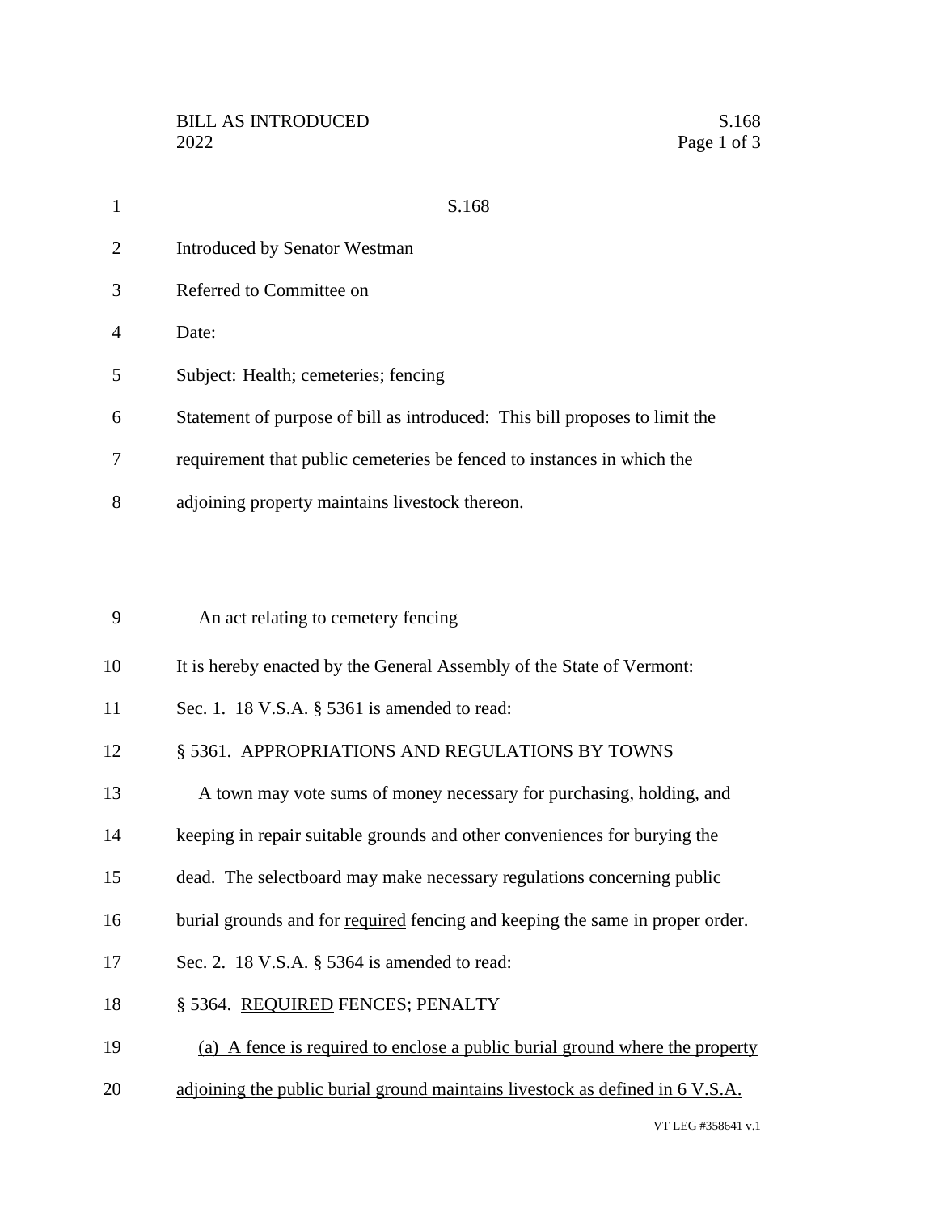S.168

Introduced by Senator Westman

Referred to Committee on

Date:

Subject: Health; cemeteries; fencing

Statement of purpose of bill as introduced: This bill proposes to limit the requirement that public cemeteries be fenced to instances in which the adjoining property maintains livestock thereon.

An act relating to cemetery fencing

It is hereby enacted by the General Assembly of the State of Vermont:

Sec. 1. 18 V.S.A. § 5361 is amended to read:

§ 5361. APPROPRIATIONS AND REGULATIONS BY TOWNS

A town may vote sums of money necessary for purchasing, holding, and keeping in repair suitable grounds and other conveniences for burying the dead. The selectboard may make necessary regulations concerning public burial grounds and for <u>required</u> fencing and keeping the same in proper order.

Sec. 2. 18 V.S.A. § 5364 is amended to read:

§ 5364. <u>REQUIRED</u> FENCES; PENALTY

<u>(a) A fence is required to enclose a public burial ground where the property adjoining the public burial ground maintains livestock as defined in 6 V.S.A.</u>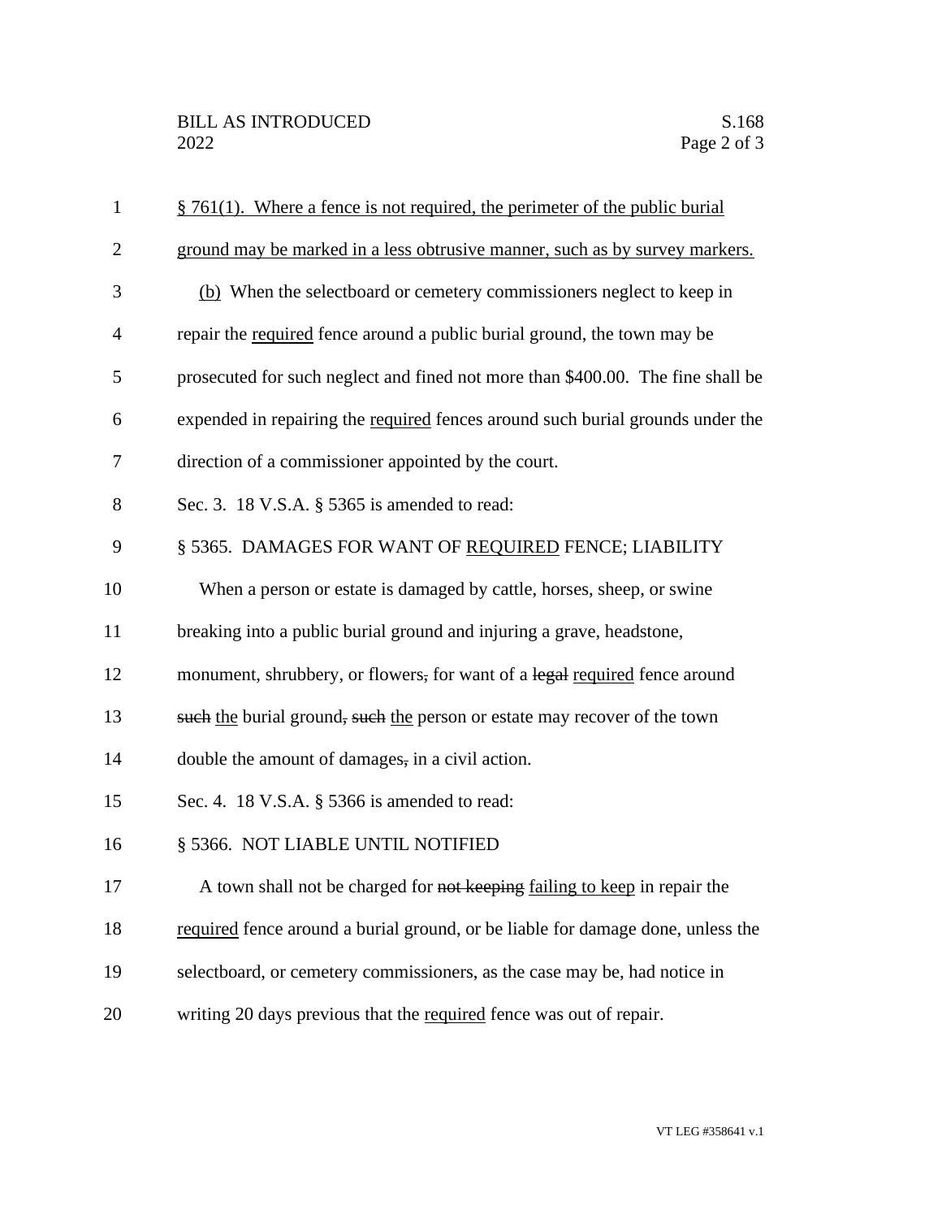§ 761(1). Where a fence is not required, the perimeter of the public burial ground may be marked in a less obtrusive manner, such as by survey markers.

(b) When the selectboard or cemetery commissioners neglect to keep in repair the required fence around a public burial ground, the town may be prosecuted for such neglect and fined not more than $400.00. The fine shall be expended in repairing the required fences around such burial grounds under the direction of a commissioner appointed by the court.

Sec. 3. 18 V.S.A. § 5365 is amended to read:

§ 5365. DAMAGES FOR WANT OF REQUIRED FENCE; LIABILITY

When a person or estate is damaged by cattle, horses, sheep, or swine breaking into a public burial ground and injuring a grave, headstone, monument, shrubbery, or flowers, for want of a ~~legal~~ required fence around ~~such~~ the burial ground, ~~such~~ the person or estate may recover of the town double the amount of damages, in a civil action.

Sec. 4. 18 V.S.A. § 5366 is amended to read:

§ 5366. NOT LIABLE UNTIL NOTIFIED

A town shall not be charged for ~~not keeping~~ failing to keep in repair the required fence around a burial ground, or be liable for damage done, unless the selectboard, or cemetery commissioners, as the case may be, had notice in writing 20 days previous that the required fence was out of repair.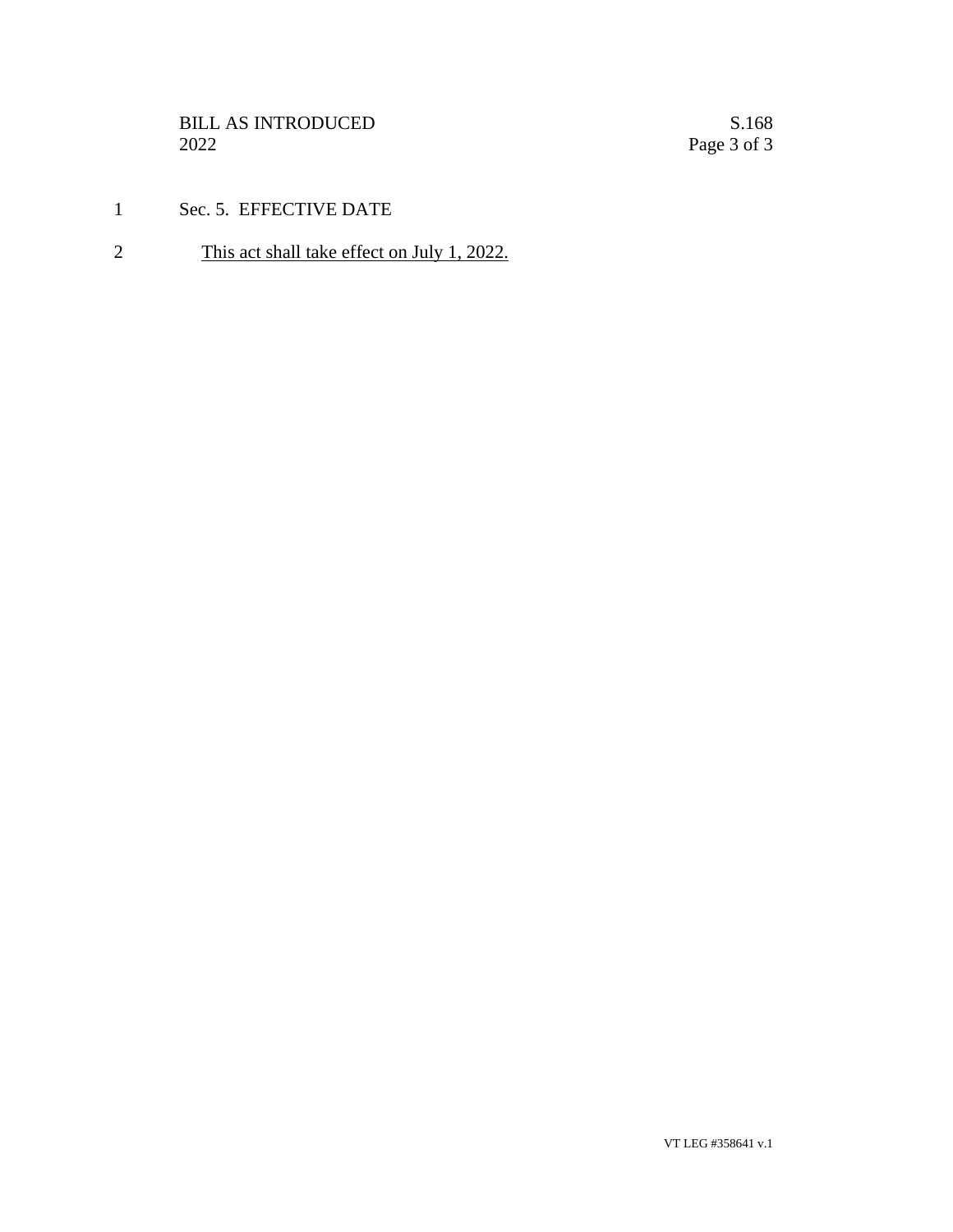Sec. 5. EFFECTIVE DATE

This act shall take effect on July 1, 2022.